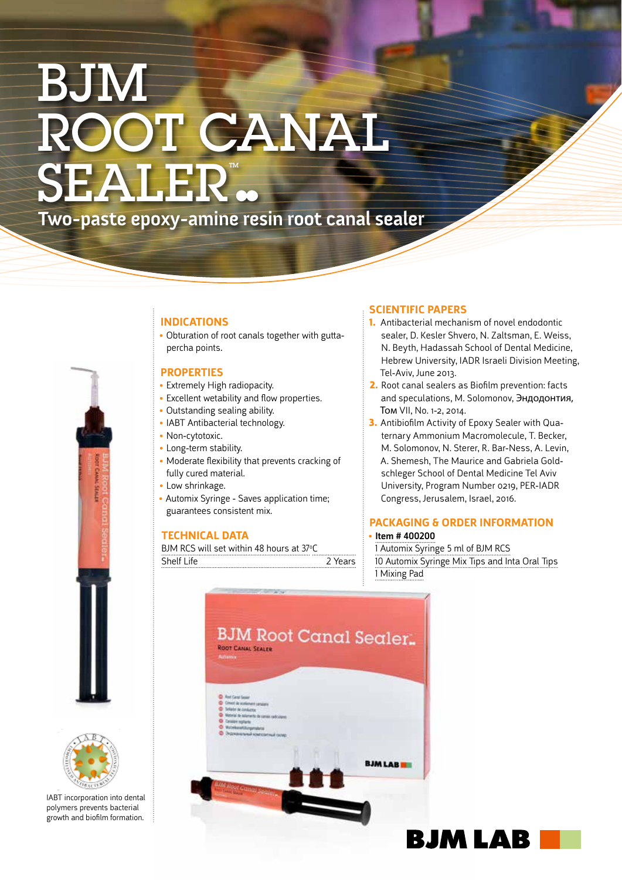# BJM ROOT CANAL SEALER™

## Two-paste epoxy-amine resin root canal sealer

### INDICATIONS

- Obturation of root canals together with gutta-percha points.

### PROPERTIES

- Extremely High radiopacity.
- Excellent wetability and flow properties.
- Outstanding sealing ability.
- IABT Antibacterial technology.
- Non-cytotoxic.
- Long-term stability.
- Moderate flexibility that prevents cracking of fully cured material.
- Low shrinkage.
- Automix Syringe - Saves application time; guarantees consistent mix.

### TECHNICAL DATA

| | |
|---|---|
| BJM RCS will set within 48 hours at 37°C | |
| Shelf Life | 2 Years |

IABT incorporation into dental polymers prevents bacterial growth and biofilm formation.

### SCIENTIFIC PAPERS

1. Antibacterial mechanism of novel endodontic sealer, D. Kesler Shvero, N. Zaltsman, E. Weiss, N. Beyth, Hadassah School of Dental Medicine, Hebrew University, IADR Israeli Division Meeting, Tel-Aviv, June 2013.
2. Root canal sealers as Biofilm prevention: facts and speculations, M. Solomonov, Эндодонтия, Том VII, No. 1-2, 2014.
3. Antibiofilm Activity of Epoxy Sealer with Quaternary Ammonium Macromolecule, T. Becker, M. Solomonov, N. Sterer, R. Bar-Ness, A. Levin, A. Shemesh, The Maurice and Gabriela Goldschleger School of Dental Medicine Tel Aviv University, Program Number 0219, PER-IADR Congress, Jerusalem, Israel, 2016.

### PACKAGING & ORDER INFORMATION

- **Item # 400200**

1 Automix Syringe 5 ml of BJM RCS

10 Automix Syringe Mix Tips and Inta Oral Tips

1 Mixing Pad

BJM LAB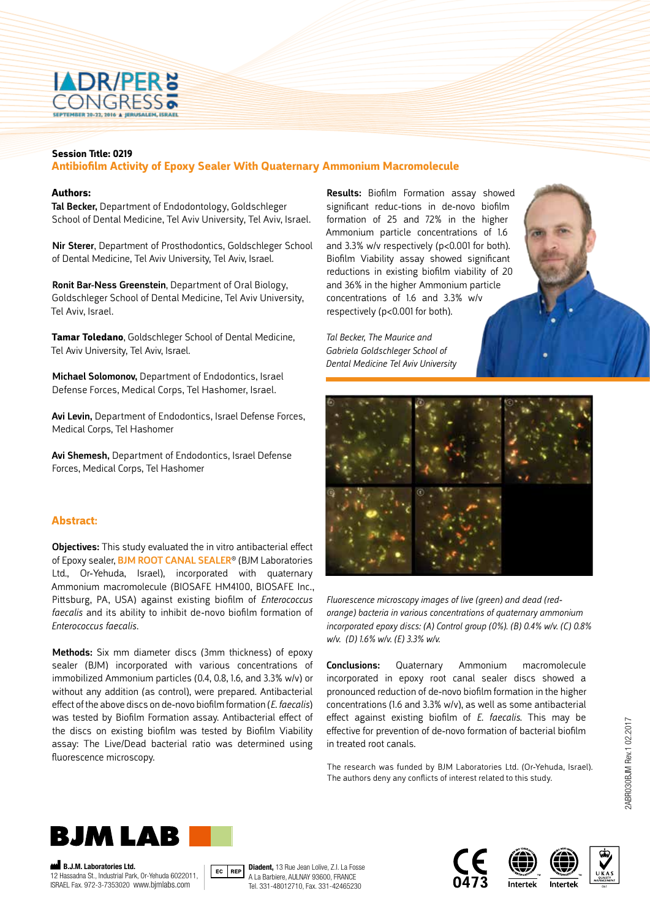IADR/PER CONGRESS 2016

SEPTEMBER 20-22, 2016 ▲ JERUSALEM, ISRAEL

**Session Title: 0219**

## Antibiofilm Activity of Epoxy Sealer With Quaternary Ammonium Macromolecule

**Authors:**

**Tal Becker,** Department of Endodontology, Goldschleger School of Dental Medicine, Tel Aviv University, Tel Aviv, Israel.

**Nir Sterer**, Department of Prosthodontics, Goldschleger School of Dental Medicine, Tel Aviv University, Tel Aviv, Israel.

**Ronit Bar-Ness Greenstein**, Department of Oral Biology, Goldschleger School of Dental Medicine, Tel Aviv University, Tel Aviv, Israel.

**Tamar Toledano**, Goldschleger School of Dental Medicine, Tel Aviv University, Tel Aviv, Israel.

**Michael Solomonov,** Department of Endodontics, Israel Defense Forces, Medical Corps, Tel Hashomer, Israel.

**Avi Levin,** Department of Endodontics, Israel Defense Forces, Medical Corps, Tel Hashomer

**Avi Shemesh,** Department of Endodontics, Israel Defense Forces, Medical Corps, Tel Hashomer

### Abstract:

**Objectives:** This study evaluated the in vitro antibacterial effect of Epoxy sealer, BJM ROOT CANAL SEALER® (BJM Laboratories Ltd., Or-Yehuda, Israel), incorporated with quaternary Ammonium macromolecule (BIOSAFE HM4100, BIOSAFE Inc., Pittsburg, PA, USA) against existing biofilm of *Enterococcus faecalis* and its ability to inhibit de-novo biofilm formation of *Enterococcus faecalis*.

**Methods:** Six mm diameter discs (3mm thickness) of epoxy sealer (BJM) incorporated with various concentrations of immobilized Ammonium particles (0.4, 0.8, 1.6, and 3.3% w/v) or without any addition (as control), were prepared. Antibacterial effect of the above discs on de-novo biofilm formation (*E. faecalis*) was tested by Biofilm Formation assay. Antibacterial effect of the discs on existing biofilm was tested by Biofilm Viability assay: The Live/Dead bacterial ratio was determined using fluorescence microscopy.

**Results:** Biofilm Formation assay showed significant reduc-tions in de-novo biofilm formation of 25 and 72% in the higher Ammonium particle concentrations of 1.6 and 3.3% w/v respectively ($p<0.001$ for both). Biofilm Viability assay showed significant reductions in existing biofilm viability of 20 and 36% in the higher Ammonium particle concentrations of 1.6 and 3.3% w/v respectively ($p<0.001$ for both).

*Tal Becker, The Maurice and Gabriela Goldschleger School of Dental Medicine Tel Aviv University*

*Fluorescence microscopy images of live (green) and dead (red-orange) bacteria in various concentrations of quaternary ammonium incorporated epoxy discs: (A) Control group (0%). (B) 0.4% w/v. (C) 0.8% w/v. (D) 1.6% w/v. (E) 3.3% w/v.*

**Conclusions:** Quaternary Ammonium macromolecule incorporated in epoxy root canal sealer discs showed a pronounced reduction of de-novo biofilm formation in the higher concentrations (1.6 and 3.3% w/v), as well as some antibacterial effect against existing biofilm of *E. faecalis*. This may be effective for prevention of de-novo formation of bacterial biofilm in treated root canals.

The research was funded by BJM Laboratories Ltd. (Or-Yehuda, Israel). The authors deny any conflicts of interest related to this study.

2ABR030BJM Rev.1 02.2017

BJM LAB

B.J.M. Laboratories Ltd.
12 Hassadna St., Industrial Park, Or-Yehuda 6022011, ISRAEL Fax. 972-3-7353020 www.bjmlabs.com

EC REP **Diadent,** 13 Rue Jean Lolive, Z.I. La Fosse A La Barbiere, AULNAY 93600, FRANCE
Tel. 331-48012710, Fax. 331-42465230

CE 0473 Intertek Intertek UKAS